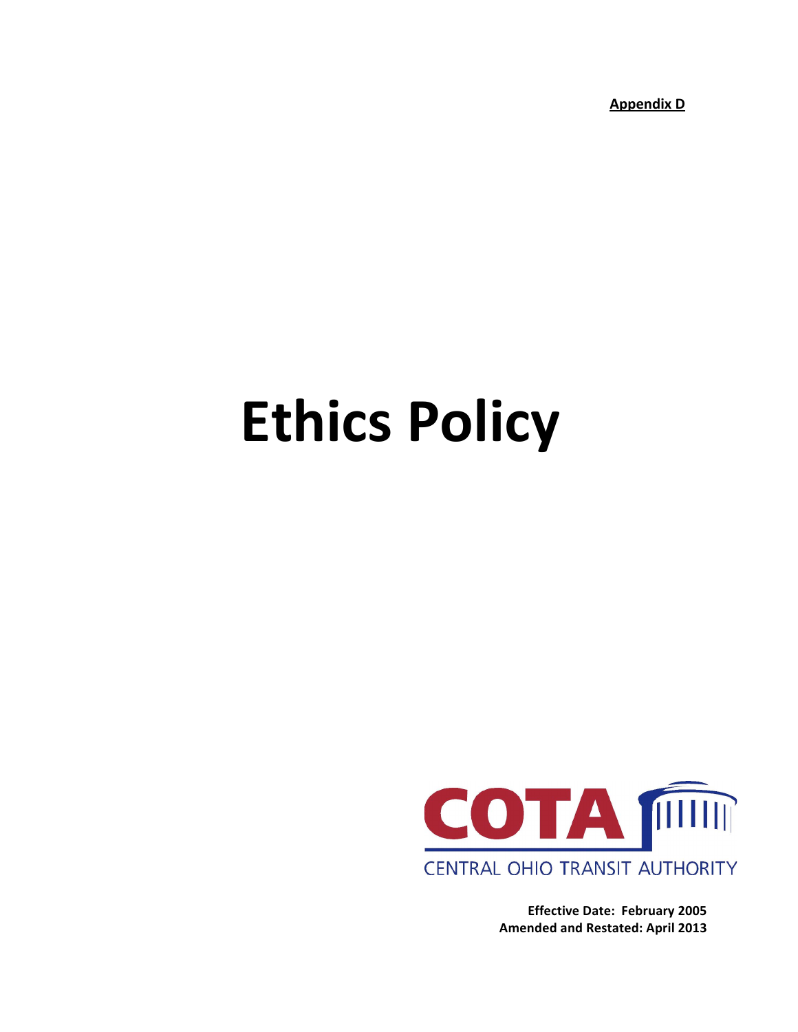**Appendix D**

# Ethics Policy

COTA

CENTRAL OHIO TRANSIT AUTHORITY

**Effective Date: February 2005**
**Amended and Restated: April 2013**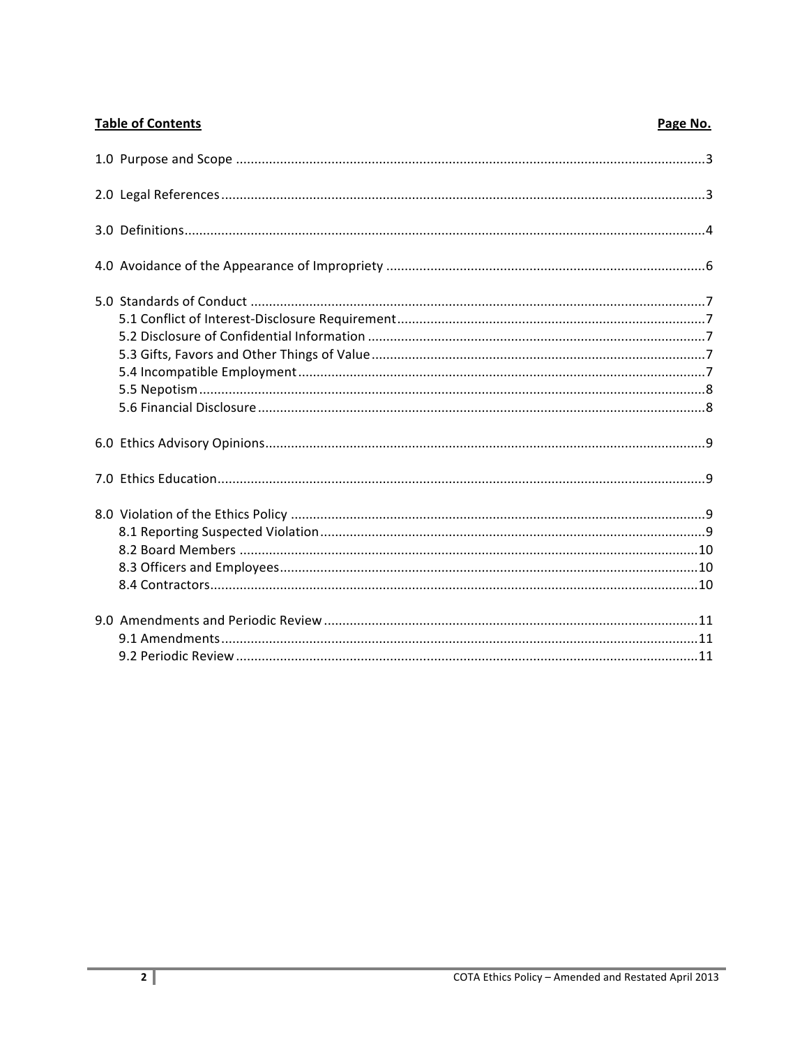**Table of Contents** **Page No.**

| Section | Page No. |
|---|---|
| 1.0 Purpose and Scope | 3 |
| 2.0 Legal References | 3 |
| 3.0 Definitions | 4 |
| 4.0 Avoidance of the Appearance of Impropriety | 6 |
| 5.0 Standards of Conduct | 7 |
| 5.1 Conflict of Interest-Disclosure Requirement | 7 |
| 5.2 Disclosure of Confidential Information | 7 |
| 5.3 Gifts, Favors and Other Things of Value | 7 |
| 5.4 Incompatible Employment | 7 |
| 5.5 Nepotism | 8 |
| 5.6 Financial Disclosure | 8 |
| 6.0 Ethics Advisory Opinions | 9 |
| 7.0 Ethics Education | 9 |
| 8.0 Violation of the Ethics Policy | 9 |
| 8.1 Reporting Suspected Violation | 9 |
| 8.2 Board Members | 10 |
| 8.3 Officers and Employees | 10 |
| 8.4 Contractors | 10 |
| 9.0 Amendments and Periodic Review | 11 |
| 9.1 Amendments | 11 |
| 9.2 Periodic Review | 11 |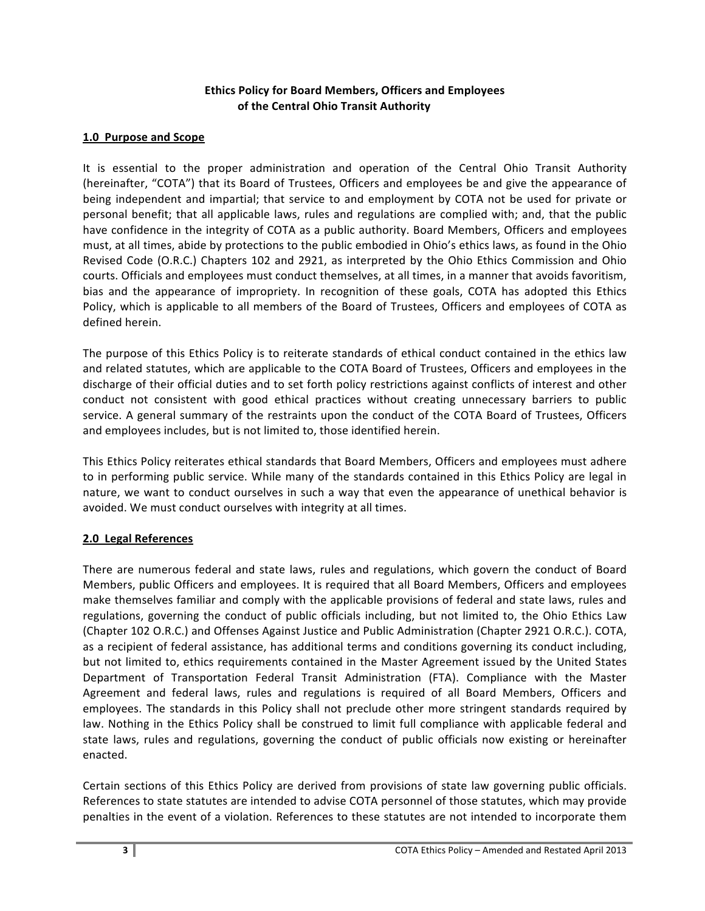# Ethics Policy for Board Members, Officers and Employees of the Central Ohio Transit Authority

## 1.0 Purpose and Scope

It is essential to the proper administration and operation of the Central Ohio Transit Authority (hereinafter, "COTA") that its Board of Trustees, Officers and employees be and give the appearance of being independent and impartial; that service to and employment by COTA not be used for private or personal benefit; that all applicable laws, rules and regulations are complied with; and, that the public have confidence in the integrity of COTA as a public authority. Board Members, Officers and employees must, at all times, abide by protections to the public embodied in Ohio's ethics laws, as found in the Ohio Revised Code (O.R.C.) Chapters 102 and 2921, as interpreted by the Ohio Ethics Commission and Ohio courts. Officials and employees must conduct themselves, at all times, in a manner that avoids favoritism, bias and the appearance of impropriety. In recognition of these goals, COTA has adopted this Ethics Policy, which is applicable to all members of the Board of Trustees, Officers and employees of COTA as defined herein.

The purpose of this Ethics Policy is to reiterate standards of ethical conduct contained in the ethics law and related statutes, which are applicable to the COTA Board of Trustees, Officers and employees in the discharge of their official duties and to set forth policy restrictions against conflicts of interest and other conduct not consistent with good ethical practices without creating unnecessary barriers to public service. A general summary of the restraints upon the conduct of the COTA Board of Trustees, Officers and employees includes, but is not limited to, those identified herein.

This Ethics Policy reiterates ethical standards that Board Members, Officers and employees must adhere to in performing public service. While many of the standards contained in this Ethics Policy are legal in nature, we want to conduct ourselves in such a way that even the appearance of unethical behavior is avoided. We must conduct ourselves with integrity at all times.

## 2.0 Legal References

There are numerous federal and state laws, rules and regulations, which govern the conduct of Board Members, public Officers and employees. It is required that all Board Members, Officers and employees make themselves familiar and comply with the applicable provisions of federal and state laws, rules and regulations, governing the conduct of public officials including, but not limited to, the Ohio Ethics Law (Chapter 102 O.R.C.) and Offenses Against Justice and Public Administration (Chapter 2921 O.R.C.). COTA, as a recipient of federal assistance, has additional terms and conditions governing its conduct including, but not limited to, ethics requirements contained in the Master Agreement issued by the United States Department of Transportation Federal Transit Administration (FTA). Compliance with the Master Agreement and federal laws, rules and regulations is required of all Board Members, Officers and employees. The standards in this Policy shall not preclude other more stringent standards required by law. Nothing in the Ethics Policy shall be construed to limit full compliance with applicable federal and state laws, rules and regulations, governing the conduct of public officials now existing or hereinafter enacted.

Certain sections of this Ethics Policy are derived from provisions of state law governing public officials. References to state statutes are intended to advise COTA personnel of those statutes, which may provide penalties in the event of a violation. References to these statutes are not intended to incorporate them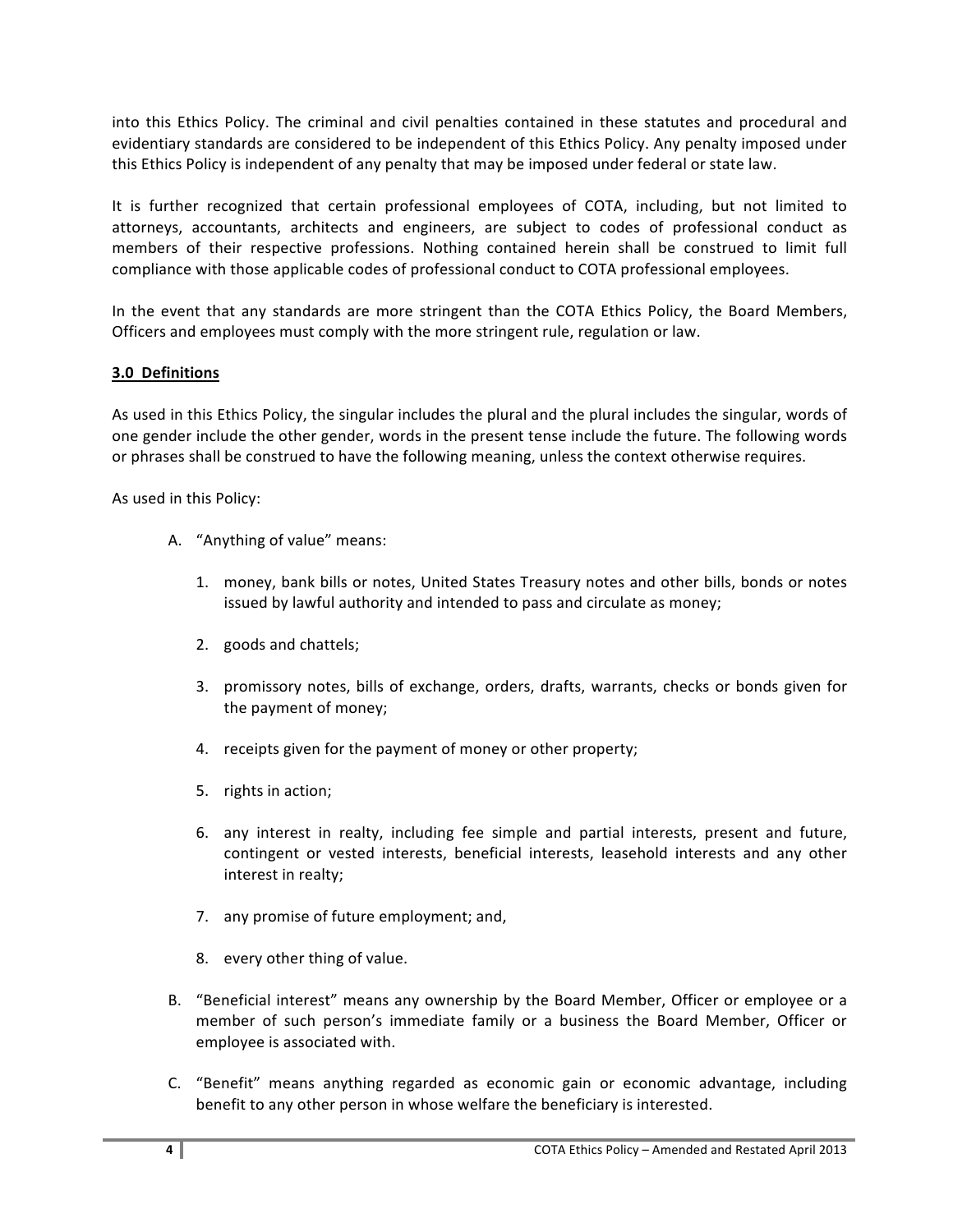into this Ethics Policy. The criminal and civil penalties contained in these statutes and procedural and evidentiary standards are considered to be independent of this Ethics Policy. Any penalty imposed under this Ethics Policy is independent of any penalty that may be imposed under federal or state law.

It is further recognized that certain professional employees of COTA, including, but not limited to attorneys, accountants, architects and engineers, are subject to codes of professional conduct as members of their respective professions. Nothing contained herein shall be construed to limit full compliance with those applicable codes of professional conduct to COTA professional employees.

In the event that any standards are more stringent than the COTA Ethics Policy, the Board Members, Officers and employees must comply with the more stringent rule, regulation or law.

## 3.0 Definitions

As used in this Ethics Policy, the singular includes the plural and the plural includes the singular, words of one gender include the other gender, words in the present tense include the future. The following words or phrases shall be construed to have the following meaning, unless the context otherwise requires.

As used in this Policy:

A. "Anything of value" means:

   1. money, bank bills or notes, United States Treasury notes and other bills, bonds or notes issued by lawful authority and intended to pass and circulate as money;

   2. goods and chattels;

   3. promissory notes, bills of exchange, orders, drafts, warrants, checks or bonds given for the payment of money;

   4. receipts given for the payment of money or other property;

   5. rights in action;

   6. any interest in realty, including fee simple and partial interests, present and future, contingent or vested interests, beneficial interests, leasehold interests and any other interest in realty;

   7. any promise of future employment; and,

   8. every other thing of value.

B. "Beneficial interest" means any ownership by the Board Member, Officer or employee or a member of such person's immediate family or a business the Board Member, Officer or employee is associated with.

C. "Benefit" means anything regarded as economic gain or economic advantage, including benefit to any other person in whose welfare the beneficiary is interested.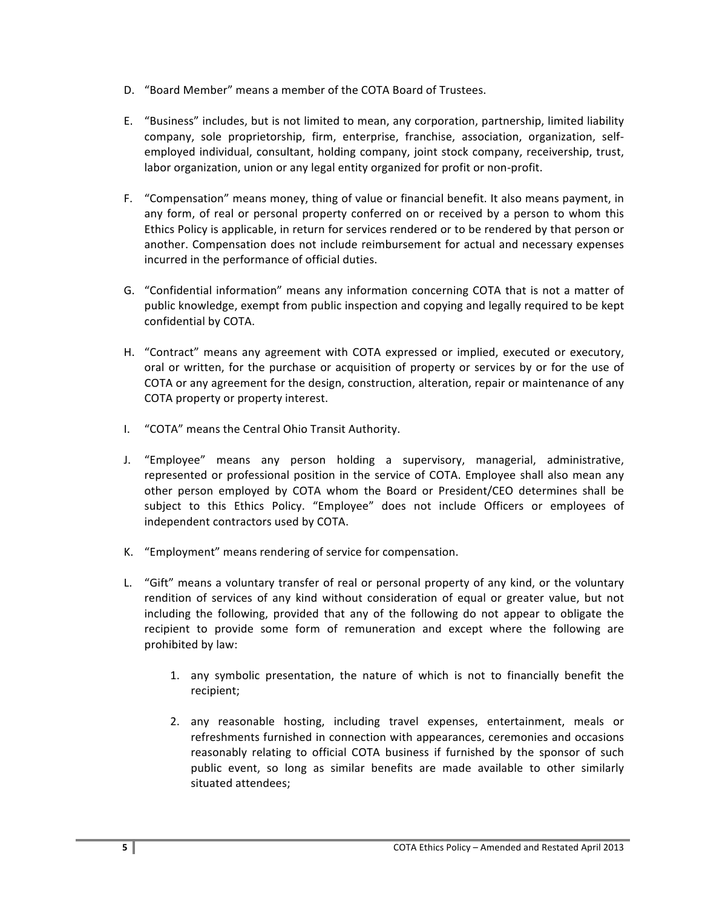D. "Board Member" means a member of the COTA Board of Trustees.

E. "Business" includes, but is not limited to mean, any corporation, partnership, limited liability company, sole proprietorship, firm, enterprise, franchise, association, organization, self-employed individual, consultant, holding company, joint stock company, receivership, trust, labor organization, union or any legal entity organized for profit or non-profit.

F. "Compensation" means money, thing of value or financial benefit. It also means payment, in any form, of real or personal property conferred on or received by a person to whom this Ethics Policy is applicable, in return for services rendered or to be rendered by that person or another. Compensation does not include reimbursement for actual and necessary expenses incurred in the performance of official duties.

G. "Confidential information" means any information concerning COTA that is not a matter of public knowledge, exempt from public inspection and copying and legally required to be kept confidential by COTA.

H. "Contract" means any agreement with COTA expressed or implied, executed or executory, oral or written, for the purchase or acquisition of property or services by or for the use of COTA or any agreement for the design, construction, alteration, repair or maintenance of any COTA property or property interest.

I. "COTA" means the Central Ohio Transit Authority.

J. "Employee" means any person holding a supervisory, managerial, administrative, represented or professional position in the service of COTA. Employee shall also mean any other person employed by COTA whom the Board or President/CEO determines shall be subject to this Ethics Policy. "Employee" does not include Officers or employees of independent contractors used by COTA.

K. "Employment" means rendering of service for compensation.

L. "Gift" means a voluntary transfer of real or personal property of any kind, or the voluntary rendition of services of any kind without consideration of equal or greater value, but not including the following, provided that any of the following do not appear to obligate the recipient to provide some form of remuneration and except where the following are prohibited by law:

   1. any symbolic presentation, the nature of which is not to financially benefit the recipient;

   2. any reasonable hosting, including travel expenses, entertainment, meals or refreshments furnished in connection with appearances, ceremonies and occasions reasonably relating to official COTA business if furnished by the sponsor of such public event, so long as similar benefits are made available to other similarly situated attendees;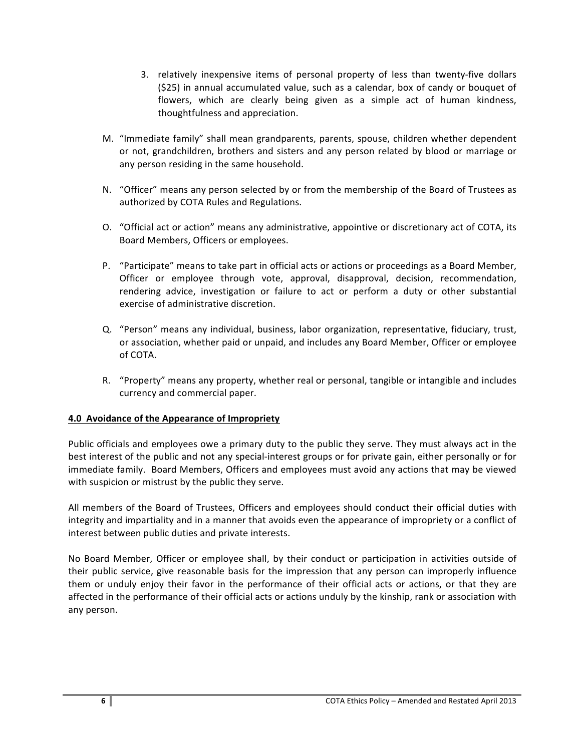3. relatively inexpensive items of personal property of less than twenty-five dollars ($25) in annual accumulated value, such as a calendar, box of candy or bouquet of flowers, which are clearly being given as a simple act of human kindness, thoughtfulness and appreciation.

M. "Immediate family" shall mean grandparents, parents, spouse, children whether dependent or not, grandchildren, brothers and sisters and any person related by blood or marriage or any person residing in the same household.

N. "Officer" means any person selected by or from the membership of the Board of Trustees as authorized by COTA Rules and Regulations.

O. "Official act or action" means any administrative, appointive or discretionary act of COTA, its Board Members, Officers or employees.

P. "Participate" means to take part in official acts or actions or proceedings as a Board Member, Officer or employee through vote, approval, disapproval, decision, recommendation, rendering advice, investigation or failure to act or perform a duty or other substantial exercise of administrative discretion.

Q. "Person" means any individual, business, labor organization, representative, fiduciary, trust, or association, whether paid or unpaid, and includes any Board Member, Officer or employee of COTA.

R. "Property" means any property, whether real or personal, tangible or intangible and includes currency and commercial paper.

## 4.0 Avoidance of the Appearance of Impropriety

Public officials and employees owe a primary duty to the public they serve. They must always act in the best interest of the public and not any special-interest groups or for private gain, either personally or for immediate family. Board Members, Officers and employees must avoid any actions that may be viewed with suspicion or mistrust by the public they serve.

All members of the Board of Trustees, Officers and employees should conduct their official duties with integrity and impartiality and in a manner that avoids even the appearance of impropriety or a conflict of interest between public duties and private interests.

No Board Member, Officer or employee shall, by their conduct or participation in activities outside of their public service, give reasonable basis for the impression that any person can improperly influence them or unduly enjoy their favor in the performance of their official acts or actions, or that they are affected in the performance of their official acts or actions unduly by the kinship, rank or association with any person.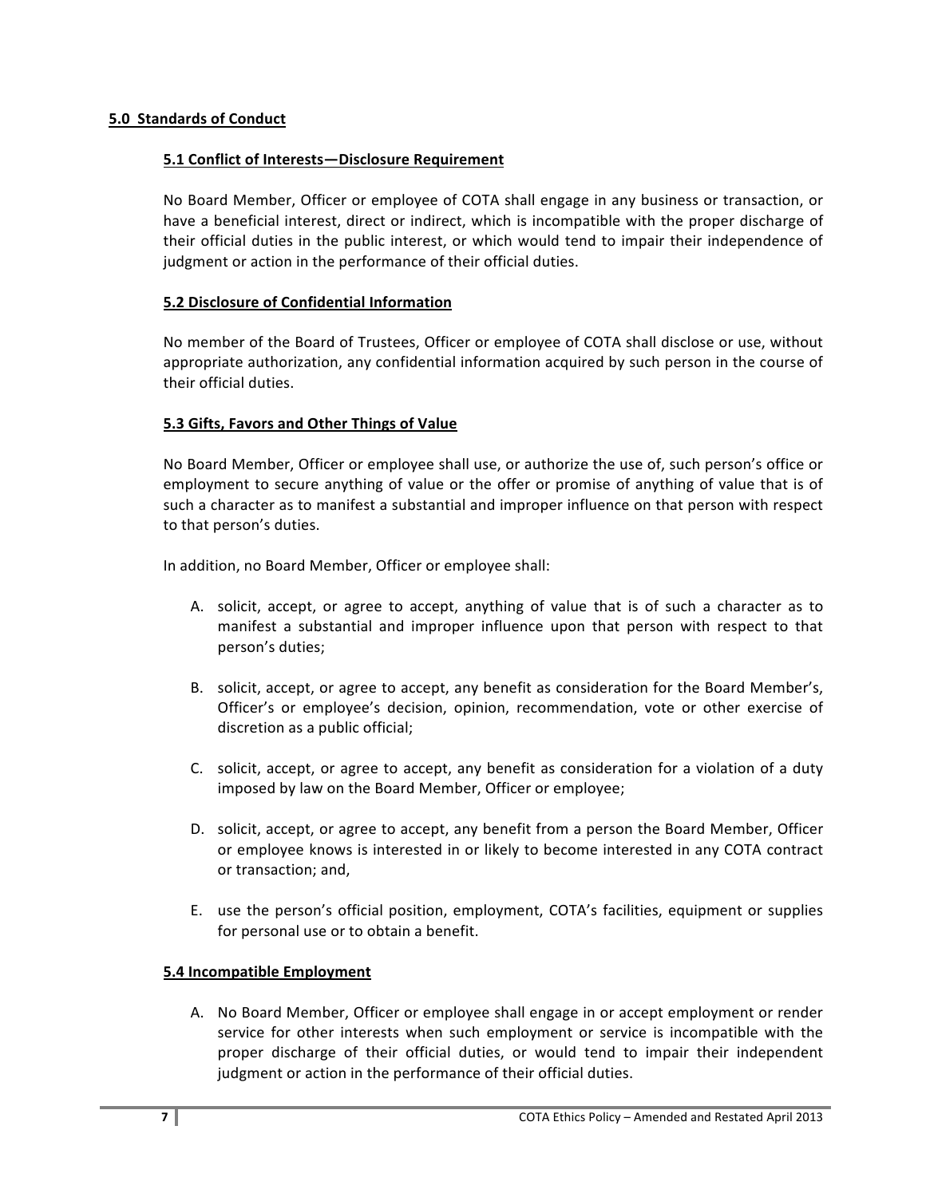## 5.0 Standards of Conduct

### 5.1 Conflict of Interests—Disclosure Requirement

No Board Member, Officer or employee of COTA shall engage in any business or transaction, or have a beneficial interest, direct or indirect, which is incompatible with the proper discharge of their official duties in the public interest, or which would tend to impair their independence of judgment or action in the performance of their official duties.

### 5.2 Disclosure of Confidential Information

No member of the Board of Trustees, Officer or employee of COTA shall disclose or use, without appropriate authorization, any confidential information acquired by such person in the course of their official duties.

### 5.3 Gifts, Favors and Other Things of Value

No Board Member, Officer or employee shall use, or authorize the use of, such person's office or employment to secure anything of value or the offer or promise of anything of value that is of such a character as to manifest a substantial and improper influence on that person with respect to that person's duties.

In addition, no Board Member, Officer or employee shall:

A. solicit, accept, or agree to accept, anything of value that is of such a character as to manifest a substantial and improper influence upon that person with respect to that person's duties;

B. solicit, accept, or agree to accept, any benefit as consideration for the Board Member's, Officer's or employee's decision, opinion, recommendation, vote or other exercise of discretion as a public official;

C. solicit, accept, or agree to accept, any benefit as consideration for a violation of a duty imposed by law on the Board Member, Officer or employee;

D. solicit, accept, or agree to accept, any benefit from a person the Board Member, Officer or employee knows is interested in or likely to become interested in any COTA contract or transaction; and,

E. use the person's official position, employment, COTA's facilities, equipment or supplies for personal use or to obtain a benefit.

### 5.4 Incompatible Employment

A. No Board Member, Officer or employee shall engage in or accept employment or render service for other interests when such employment or service is incompatible with the proper discharge of their official duties, or would tend to impair their independent judgment or action in the performance of their official duties.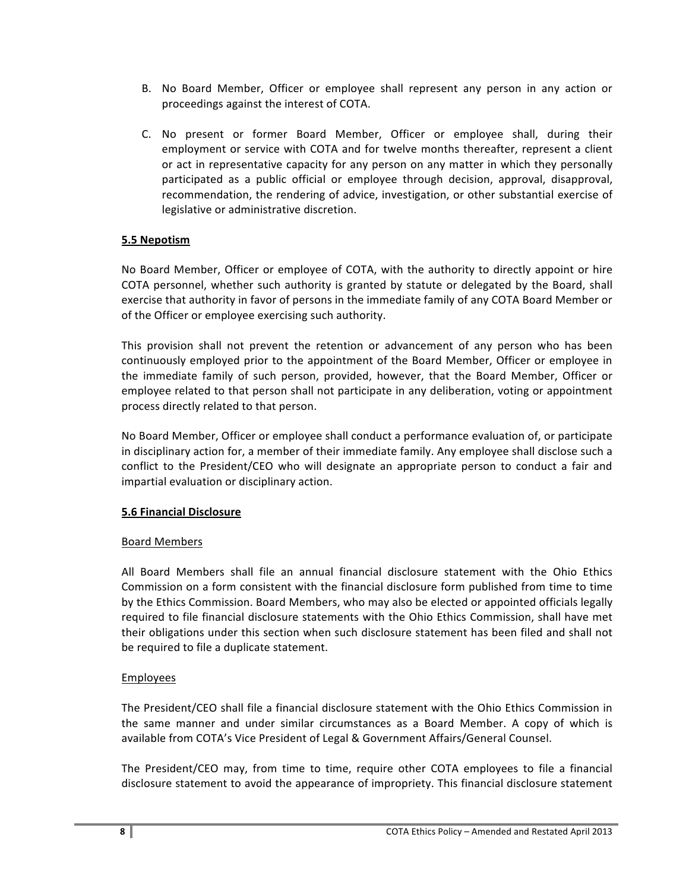B. No Board Member, Officer or employee shall represent any person in any action or proceedings against the interest of COTA.

C. No present or former Board Member, Officer or employee shall, during their employment or service with COTA and for twelve months thereafter, represent a client or act in representative capacity for any person on any matter in which they personally participated as a public official or employee through decision, approval, disapproval, recommendation, the rendering of advice, investigation, or other substantial exercise of legislative or administrative discretion.

**5.5 Nepotism**

No Board Member, Officer or employee of COTA, with the authority to directly appoint or hire COTA personnel, whether such authority is granted by statute or delegated by the Board, shall exercise that authority in favor of persons in the immediate family of any COTA Board Member or of the Officer or employee exercising such authority.

This provision shall not prevent the retention or advancement of any person who has been continuously employed prior to the appointment of the Board Member, Officer or employee in the immediate family of such person, provided, however, that the Board Member, Officer or employee related to that person shall not participate in any deliberation, voting or appointment process directly related to that person.

No Board Member, Officer or employee shall conduct a performance evaluation of, or participate in disciplinary action for, a member of their immediate family. Any employee shall disclose such a conflict to the President/CEO who will designate an appropriate person to conduct a fair and impartial evaluation or disciplinary action.

**5.6 Financial Disclosure**

Board Members

All Board Members shall file an annual financial disclosure statement with the Ohio Ethics Commission on a form consistent with the financial disclosure form published from time to time by the Ethics Commission. Board Members, who may also be elected or appointed officials legally required to file financial disclosure statements with the Ohio Ethics Commission, shall have met their obligations under this section when such disclosure statement has been filed and shall not be required to file a duplicate statement.

Employees

The President/CEO shall file a financial disclosure statement with the Ohio Ethics Commission in the same manner and under similar circumstances as a Board Member. A copy of which is available from COTA's Vice President of Legal & Government Affairs/General Counsel.

The President/CEO may, from time to time, require other COTA employees to file a financial disclosure statement to avoid the appearance of impropriety. This financial disclosure statement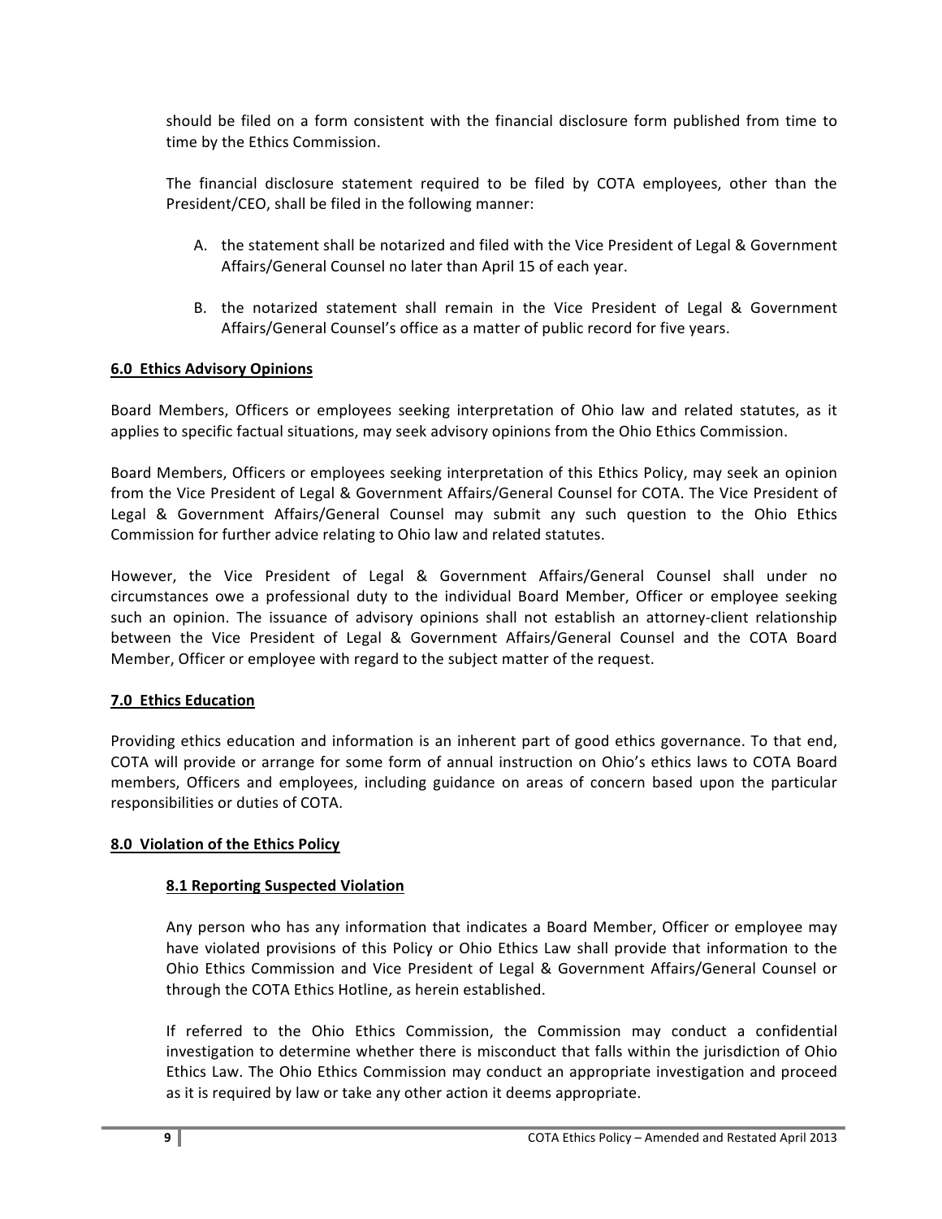should be filed on a form consistent with the financial disclosure form published from time to time by the Ethics Commission.

The financial disclosure statement required to be filed by COTA employees, other than the President/CEO, shall be filed in the following manner:

A. the statement shall be notarized and filed with the Vice President of Legal & Government Affairs/General Counsel no later than April 15 of each year.

B. the notarized statement shall remain in the Vice President of Legal & Government Affairs/General Counsel's office as a matter of public record for five years.

## 6.0 Ethics Advisory Opinions

Board Members, Officers or employees seeking interpretation of Ohio law and related statutes, as it applies to specific factual situations, may seek advisory opinions from the Ohio Ethics Commission.

Board Members, Officers or employees seeking interpretation of this Ethics Policy, may seek an opinion from the Vice President of Legal & Government Affairs/General Counsel for COTA. The Vice President of Legal & Government Affairs/General Counsel may submit any such question to the Ohio Ethics Commission for further advice relating to Ohio law and related statutes.

However, the Vice President of Legal & Government Affairs/General Counsel shall under no circumstances owe a professional duty to the individual Board Member, Officer or employee seeking such an opinion. The issuance of advisory opinions shall not establish an attorney-client relationship between the Vice President of Legal & Government Affairs/General Counsel and the COTA Board Member, Officer or employee with regard to the subject matter of the request.

## 7.0 Ethics Education

Providing ethics education and information is an inherent part of good ethics governance. To that end, COTA will provide or arrange for some form of annual instruction on Ohio's ethics laws to COTA Board members, Officers and employees, including guidance on areas of concern based upon the particular responsibilities or duties of COTA.

## 8.0 Violation of the Ethics Policy

### 8.1 Reporting Suspected Violation

Any person who has any information that indicates a Board Member, Officer or employee may have violated provisions of this Policy or Ohio Ethics Law shall provide that information to the Ohio Ethics Commission and Vice President of Legal & Government Affairs/General Counsel or through the COTA Ethics Hotline, as herein established.

If referred to the Ohio Ethics Commission, the Commission may conduct a confidential investigation to determine whether there is misconduct that falls within the jurisdiction of Ohio Ethics Law. The Ohio Ethics Commission may conduct an appropriate investigation and proceed as it is required by law or take any other action it deems appropriate.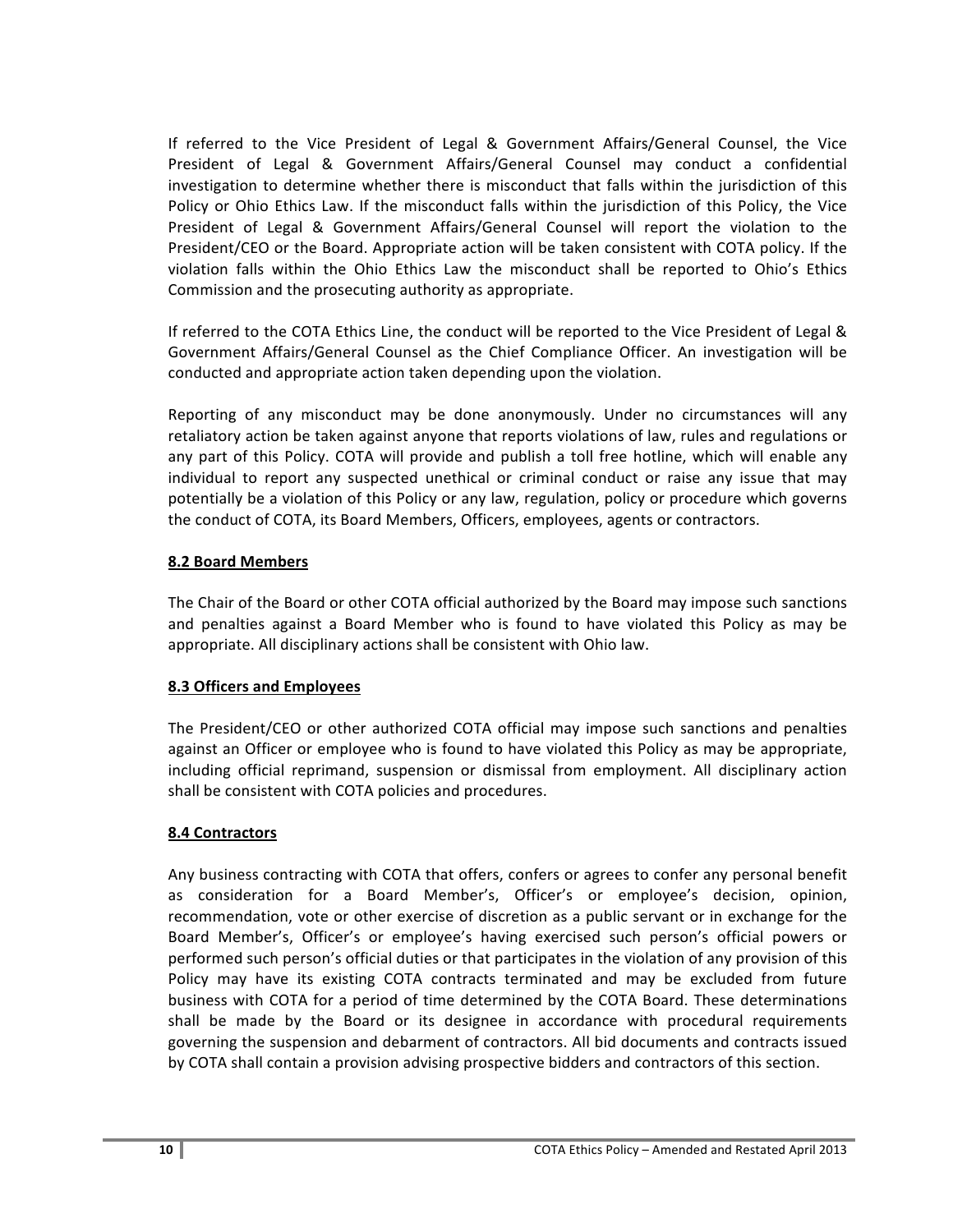If referred to the Vice President of Legal & Government Affairs/General Counsel, the Vice President of Legal & Government Affairs/General Counsel may conduct a confidential investigation to determine whether there is misconduct that falls within the jurisdiction of this Policy or Ohio Ethics Law. If the misconduct falls within the jurisdiction of this Policy, the Vice President of Legal & Government Affairs/General Counsel will report the violation to the President/CEO or the Board. Appropriate action will be taken consistent with COTA policy. If the violation falls within the Ohio Ethics Law the misconduct shall be reported to Ohio's Ethics Commission and the prosecuting authority as appropriate.

If referred to the COTA Ethics Line, the conduct will be reported to the Vice President of Legal & Government Affairs/General Counsel as the Chief Compliance Officer. An investigation will be conducted and appropriate action taken depending upon the violation.

Reporting of any misconduct may be done anonymously. Under no circumstances will any retaliatory action be taken against anyone that reports violations of law, rules and regulations or any part of this Policy. COTA will provide and publish a toll free hotline, which will enable any individual to report any suspected unethical or criminal conduct or raise any issue that may potentially be a violation of this Policy or any law, regulation, policy or procedure which governs the conduct of COTA, its Board Members, Officers, employees, agents or contractors.

## 8.2 Board Members

The Chair of the Board or other COTA official authorized by the Board may impose such sanctions and penalties against a Board Member who is found to have violated this Policy as may be appropriate. All disciplinary actions shall be consistent with Ohio law.

## 8.3 Officers and Employees

The President/CEO or other authorized COTA official may impose such sanctions and penalties against an Officer or employee who is found to have violated this Policy as may be appropriate, including official reprimand, suspension or dismissal from employment. All disciplinary action shall be consistent with COTA policies and procedures.

## 8.4 Contractors

Any business contracting with COTA that offers, confers or agrees to confer any personal benefit as consideration for a Board Member's, Officer's or employee's decision, opinion, recommendation, vote or other exercise of discretion as a public servant or in exchange for the Board Member's, Officer's or employee's having exercised such person's official powers or performed such person's official duties or that participates in the violation of any provision of this Policy may have its existing COTA contracts terminated and may be excluded from future business with COTA for a period of time determined by the COTA Board. These determinations shall be made by the Board or its designee in accordance with procedural requirements governing the suspension and debarment of contractors. All bid documents and contracts issued by COTA shall contain a provision advising prospective bidders and contractors of this section.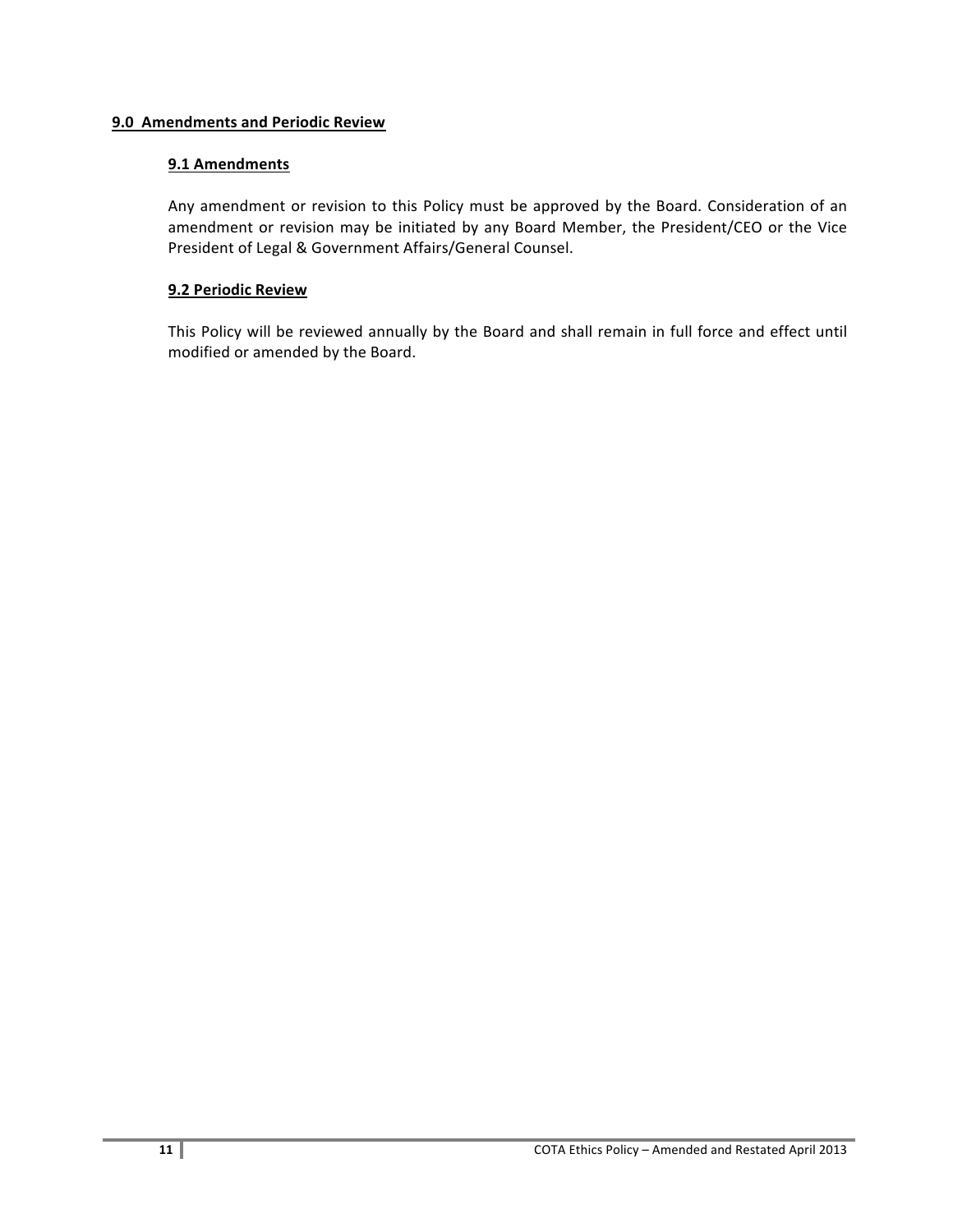## 9.0 Amendments and Periodic Review

### 9.1 Amendments

Any amendment or revision to this Policy must be approved by the Board. Consideration of an amendment or revision may be initiated by any Board Member, the President/CEO or the Vice President of Legal & Government Affairs/General Counsel.

### 9.2 Periodic Review

This Policy will be reviewed annually by the Board and shall remain in full force and effect until modified or amended by the Board.